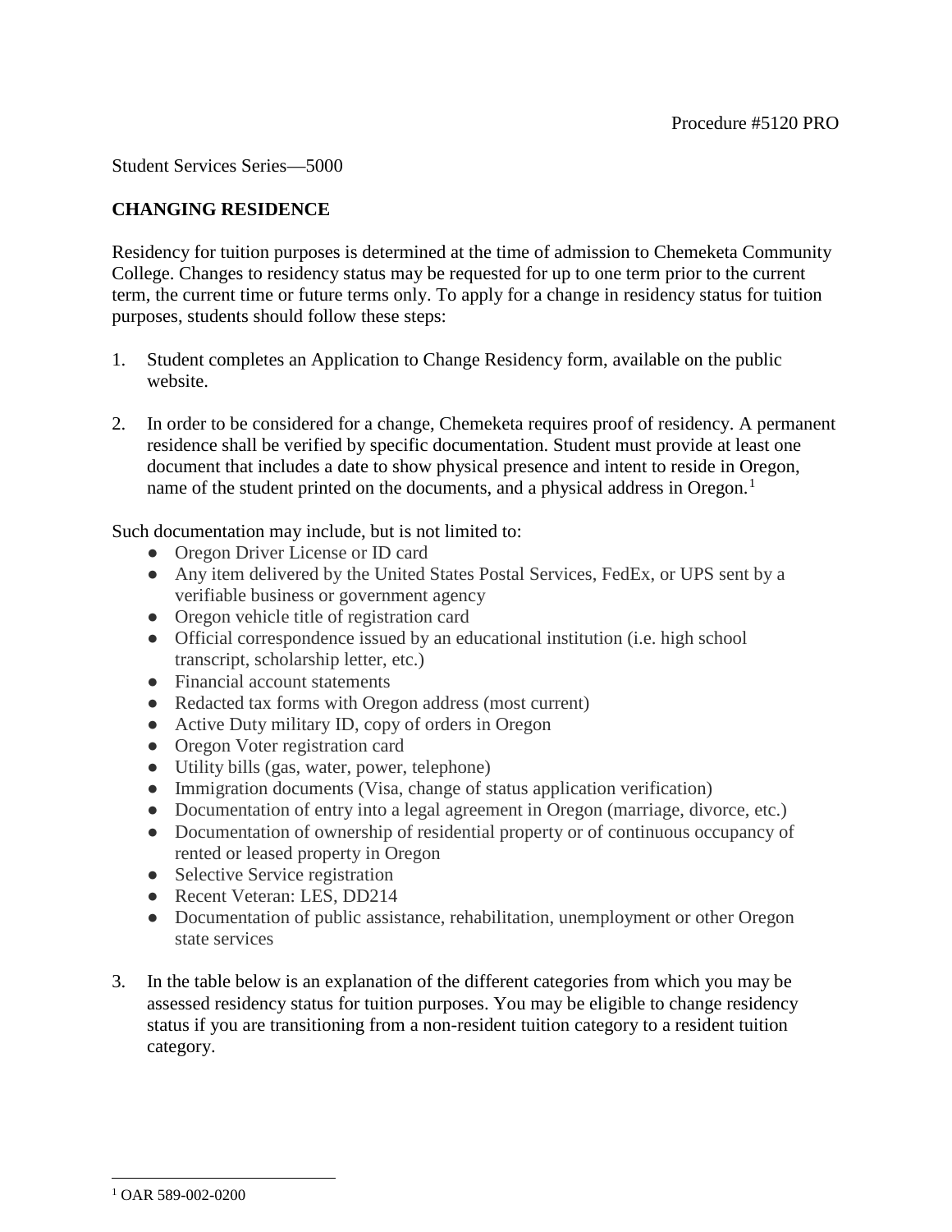Procedure #5120 PRO

Student Services Series—5000

## CHANGING RESIDENCE

Residency for tuition purposes is determined at the time of admission to Chemeketa Community College. Changes to residency status may be requested for up to one term prior to the current term, the current time or future terms only. To apply for a change in residency status for tuition purposes, students should follow these steps:

1. Student completes an Application to Change Residency form, available on the public website.

2. In order to be considered for a change, Chemeketa requires proof of residency. A permanent residence shall be verified by specific documentation. Student must provide at least one document that includes a date to show physical presence and intent to reside in Oregon, name of the student printed on the documents, and a physical address in Oregon.[1]

Such documentation may include, but is not limited to:

- Oregon Driver License or ID card
- Any item delivered by the United States Postal Services, FedEx, or UPS sent by a verifiable business or government agency
- Oregon vehicle title of registration card
- Official correspondence issued by an educational institution (i.e. high school transcript, scholarship letter, etc.)
- Financial account statements
- Redacted tax forms with Oregon address (most current)
- Active Duty military ID, copy of orders in Oregon
- Oregon Voter registration card
- Utility bills (gas, water, power, telephone)
- Immigration documents (Visa, change of status application verification)
- Documentation of entry into a legal agreement in Oregon (marriage, divorce, etc.)
- Documentation of ownership of residential property or of continuous occupancy of rented or leased property in Oregon
- Selective Service registration
- Recent Veteran: LES, DD214
- Documentation of public assistance, rehabilitation, unemployment or other Oregon state services

3. In the table below is an explanation of the different categories from which you may be assessed residency status for tuition purposes. You may be eligible to change residency status if you are transitioning from a non-resident tuition category to a resident tuition category.

[1] OAR 589-002-0200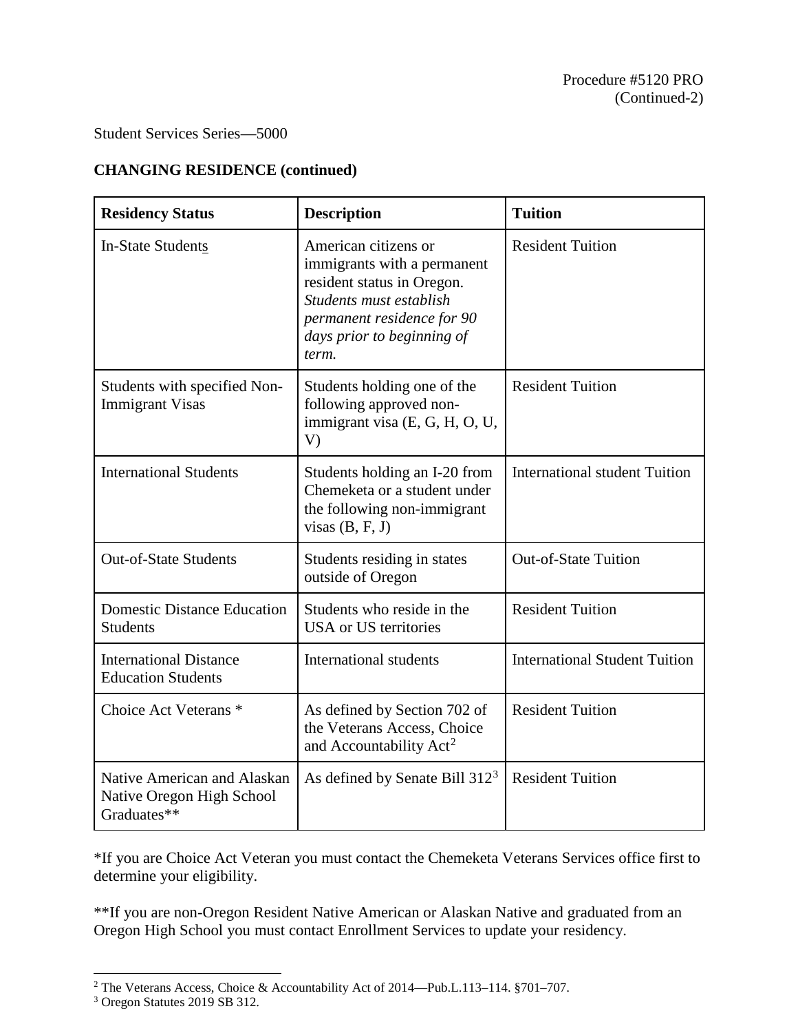Student Services Series—5000

**CHANGING RESIDENCE (continued)**

| Residency Status | Description | Tuition |
|---|---|---|
| In-State Students | American citizens or immigrants with a permanent resident status in Oregon. *Students must establish permanent residence for 90 days prior to beginning of term.* | Resident Tuition |
| Students with specified Non-Immigrant Visas | Students holding one of the following approved non-immigrant visa (E, G, H, O, U, V) | Resident Tuition |
| International Students | Students holding an I-20 from Chemeketa or a student under the following non-immigrant visas (B, F, J) | International student Tuition |
| Out-of-State Students | Students residing in states outside of Oregon | Out-of-State Tuition |
| Domestic Distance Education Students | Students who reside in the USA or US territories | Resident Tuition |
| International Distance Education Students | International students | International Student Tuition |
| Choice Act Veterans * | As defined by Section 702 of the Veterans Access, Choice and Accountability Act[2] | Resident Tuition |
| Native American and Alaskan Native Oregon High School Graduates** | As defined by Senate Bill 312[3] | Resident Tuition |

*If you are Choice Act Veteran you must contact the Chemeketa Veterans Services office first to determine your eligibility.

**If you are non-Oregon Resident Native American or Alaskan Native and graduated from an Oregon High School you must contact Enrollment Services to update your residency.

[2] The Veterans Access, Choice & Accountability Act of 2014—Pub.L.113–114. §701–707.

[3] Oregon Statutes 2019 SB 312.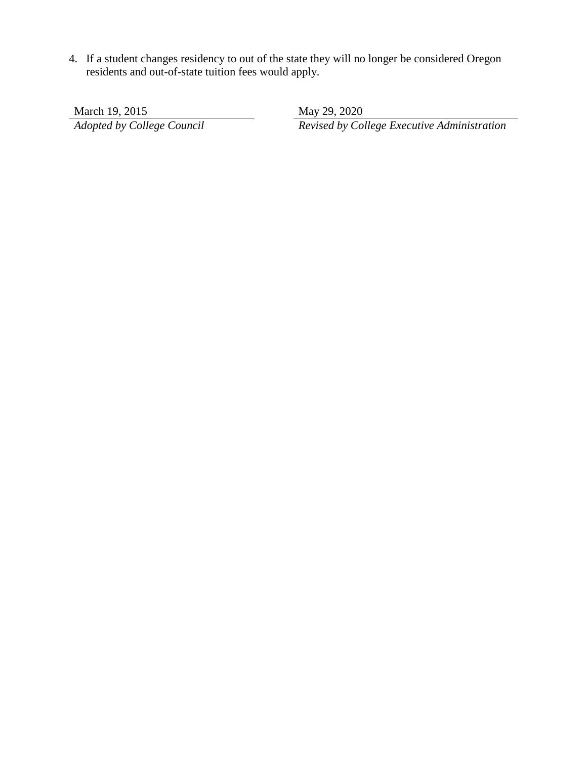4. If a student changes residency to out of the state they will no longer be considered Oregon residents and out-of-state tuition fees would apply.

March 19, 2015
*Adopted by College Council*

May 29, 2020
*Revised by College Executive Administration*